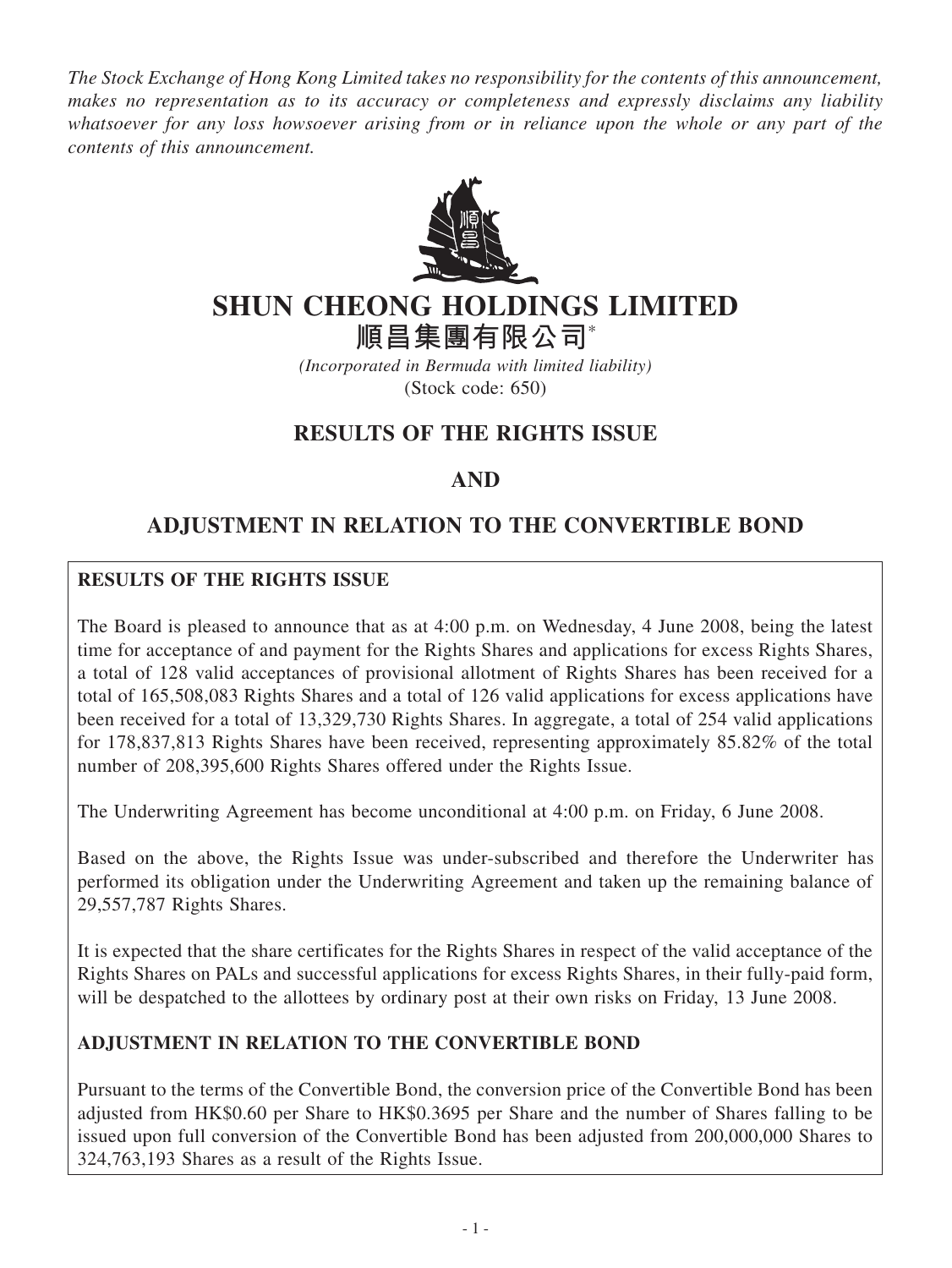*The Stock Exchange of Hong Kong Limited takes no responsibility for the contents of this announcement, makes no representation as to its accuracy or completeness and expressly disclaims any liability whatsoever for any loss howsoever arising from or in reliance upon the whole or any part of the contents of this announcement.*

# SHUN CHEONG HOLDINGS LIMITED
# 順昌集團有限公司*

*(Incorporated in Bermuda with limited liability)*
(Stock code: 650)

## RESULTS OF THE RIGHTS ISSUE
## AND
## ADJUSTMENT IN RELATION TO THE CONVERTIBLE BOND

**RESULTS OF THE RIGHTS ISSUE**

The Board is pleased to announce that as at 4:00 p.m. on Wednesday, 4 June 2008, being the latest time for acceptance of and payment for the Rights Shares and applications for excess Rights Shares, a total of 128 valid acceptances of provisional allotment of Rights Shares has been received for a total of 165,508,083 Rights Shares and a total of 126 valid applications for excess applications have been received for a total of 13,329,730 Rights Shares. In aggregate, a total of 254 valid applications for 178,837,813 Rights Shares have been received, representing approximately 85.82% of the total number of 208,395,600 Rights Shares offered under the Rights Issue.

The Underwriting Agreement has become unconditional at 4:00 p.m. on Friday, 6 June 2008.

Based on the above, the Rights Issue was under-subscribed and therefore the Underwriter has performed its obligation under the Underwriting Agreement and taken up the remaining balance of 29,557,787 Rights Shares.

It is expected that the share certificates for the Rights Shares in respect of the valid acceptance of the Rights Shares on PALs and successful applications for excess Rights Shares, in their fully-paid form, will be despatched to the allottees by ordinary post at their own risks on Friday, 13 June 2008.

**ADJUSTMENT IN RELATION TO THE CONVERTIBLE BOND**

Pursuant to the terms of the Convertible Bond, the conversion price of the Convertible Bond has been adjusted from HK$0.60 per Share to HK$0.3695 per Share and the number of Shares falling to be issued upon full conversion of the Convertible Bond has been adjusted from 200,000,000 Shares to 324,763,193 Shares as a result of the Rights Issue.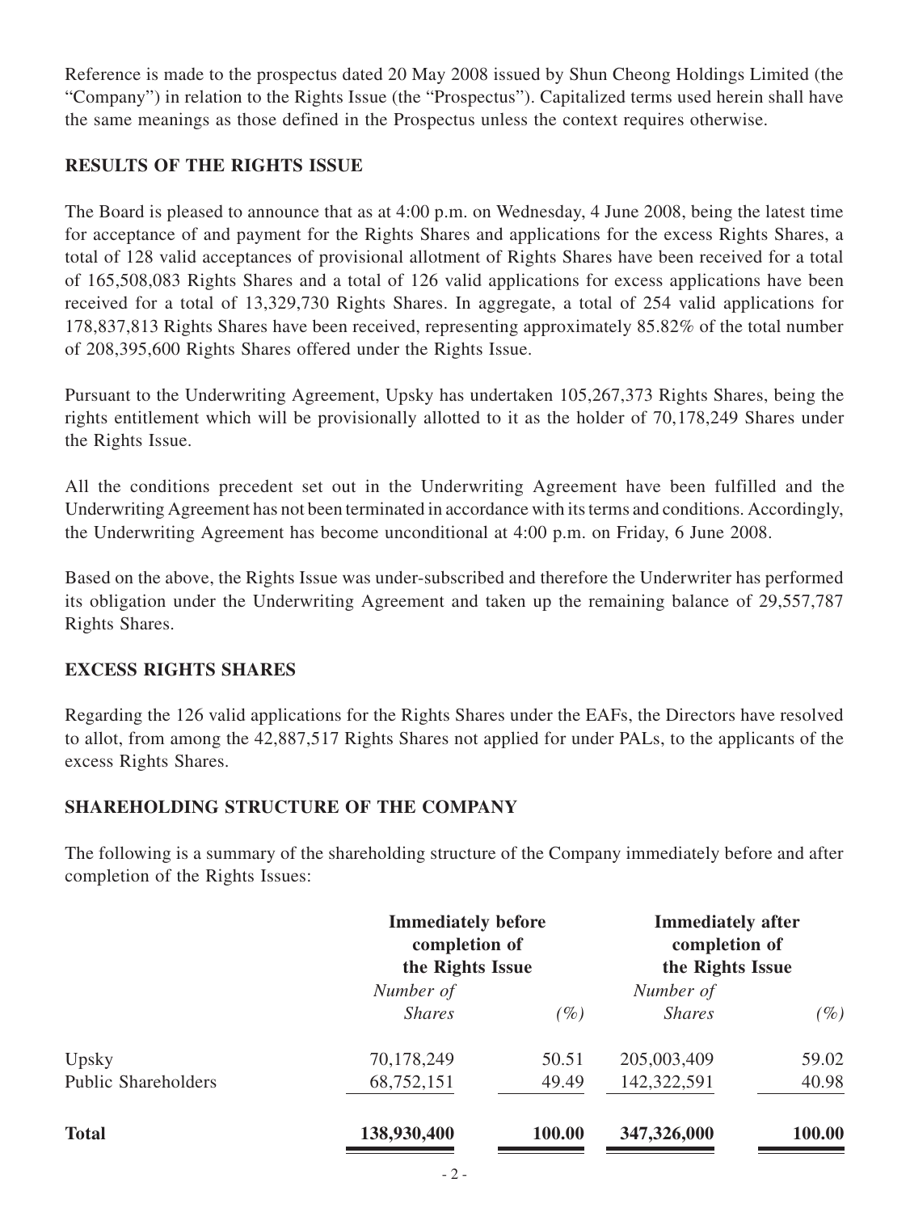Reference is made to the prospectus dated 20 May 2008 issued by Shun Cheong Holdings Limited (the "Company") in relation to the Rights Issue (the "Prospectus"). Capitalized terms used herein shall have the same meanings as those defined in the Prospectus unless the context requires otherwise.

## RESULTS OF THE RIGHTS ISSUE

The Board is pleased to announce that as at 4:00 p.m. on Wednesday, 4 June 2008, being the latest time for acceptance of and payment for the Rights Shares and applications for the excess Rights Shares, a total of 128 valid acceptances of provisional allotment of Rights Shares have been received for a total of 165,508,083 Rights Shares and a total of 126 valid applications for excess applications have been received for a total of 13,329,730 Rights Shares. In aggregate, a total of 254 valid applications for 178,837,813 Rights Shares have been received, representing approximately 85.82% of the total number of 208,395,600 Rights Shares offered under the Rights Issue.

Pursuant to the Underwriting Agreement, Upsky has undertaken 105,267,373 Rights Shares, being the rights entitlement which will be provisionally allotted to it as the holder of 70,178,249 Shares under the Rights Issue.

All the conditions precedent set out in the Underwriting Agreement have been fulfilled and the Underwriting Agreement has not been terminated in accordance with its terms and conditions. Accordingly, the Underwriting Agreement has become unconditional at 4:00 p.m. on Friday, 6 June 2008.

Based on the above, the Rights Issue was under-subscribed and therefore the Underwriter has performed its obligation under the Underwriting Agreement and taken up the remaining balance of 29,557,787 Rights Shares.

## EXCESS RIGHTS SHARES

Regarding the 126 valid applications for the Rights Shares under the EAFs, the Directors have resolved to allot, from among the 42,887,517 Rights Shares not applied for under PALs, to the applicants of the excess Rights Shares.

## SHAREHOLDING STRUCTURE OF THE COMPANY

The following is a summary of the shareholding structure of the Company immediately before and after completion of the Rights Issues:

| | **Immediately before completion of the Rights Issue** | | **Immediately after completion of the Rights Issue** | |
|---|---|---|---|---|
| | *Number of Shares* | *(%)* | *Number of Shares* | *(%)* |
| Upsky | 70,178,249 | 50.51 | 205,003,409 | 59.02 |
| Public Shareholders | 68,752,151 | 49.49 | 142,322,591 | 40.98 |
| **Total** | **138,930,400** | **100.00** | **347,326,000** | **100.00** |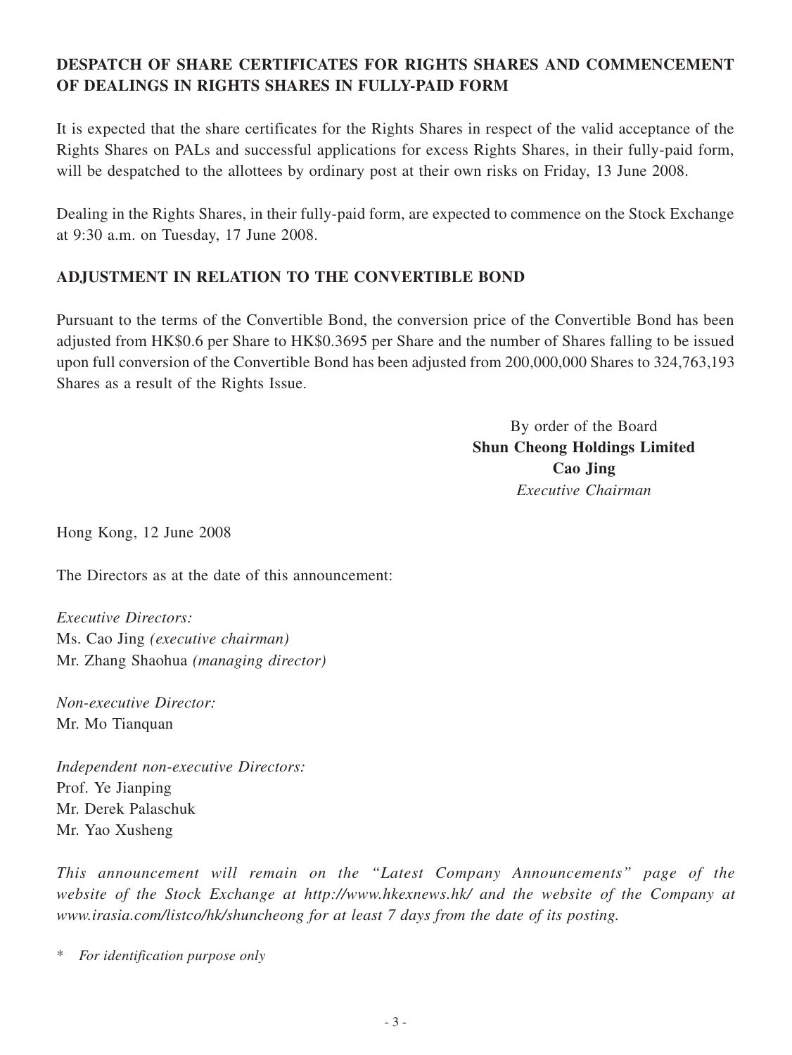## DESPATCH OF SHARE CERTIFICATES FOR RIGHTS SHARES AND COMMENCEMENT OF DEALINGS IN RIGHTS SHARES IN FULLY-PAID FORM

It is expected that the share certificates for the Rights Shares in respect of the valid acceptance of the Rights Shares on PALs and successful applications for excess Rights Shares, in their fully-paid form, will be despatched to the allottees by ordinary post at their own risks on Friday, 13 June 2008.

Dealing in the Rights Shares, in their fully-paid form, are expected to commence on the Stock Exchange at 9:30 a.m. on Tuesday, 17 June 2008.

## ADJUSTMENT IN RELATION TO THE CONVERTIBLE BOND

Pursuant to the terms of the Convertible Bond, the conversion price of the Convertible Bond has been adjusted from HK$0.6 per Share to HK$0.3695 per Share and the number of Shares falling to be issued upon full conversion of the Convertible Bond has been adjusted from 200,000,000 Shares to 324,763,193 Shares as a result of the Rights Issue.

By order of the Board
**Shun Cheong Holdings Limited**
**Cao Jing**
*Executive Chairman*

Hong Kong, 12 June 2008

The Directors as at the date of this announcement:

*Executive Directors:*
Ms. Cao Jing *(executive chairman)*
Mr. Zhang Shaohua *(managing director)*

*Non-executive Director:*
Mr. Mo Tianquan

*Independent non-executive Directors:*
Prof. Ye Jianping
Mr. Derek Palaschuk
Mr. Yao Xusheng

*This announcement will remain on the "Latest Company Announcements" page of the website of the Stock Exchange at http://www.hkexnews.hk/ and the website of the Company at www.irasia.com/listco/hk/shuncheong for at least 7 days from the date of its posting.*

\* *For identification purpose only*